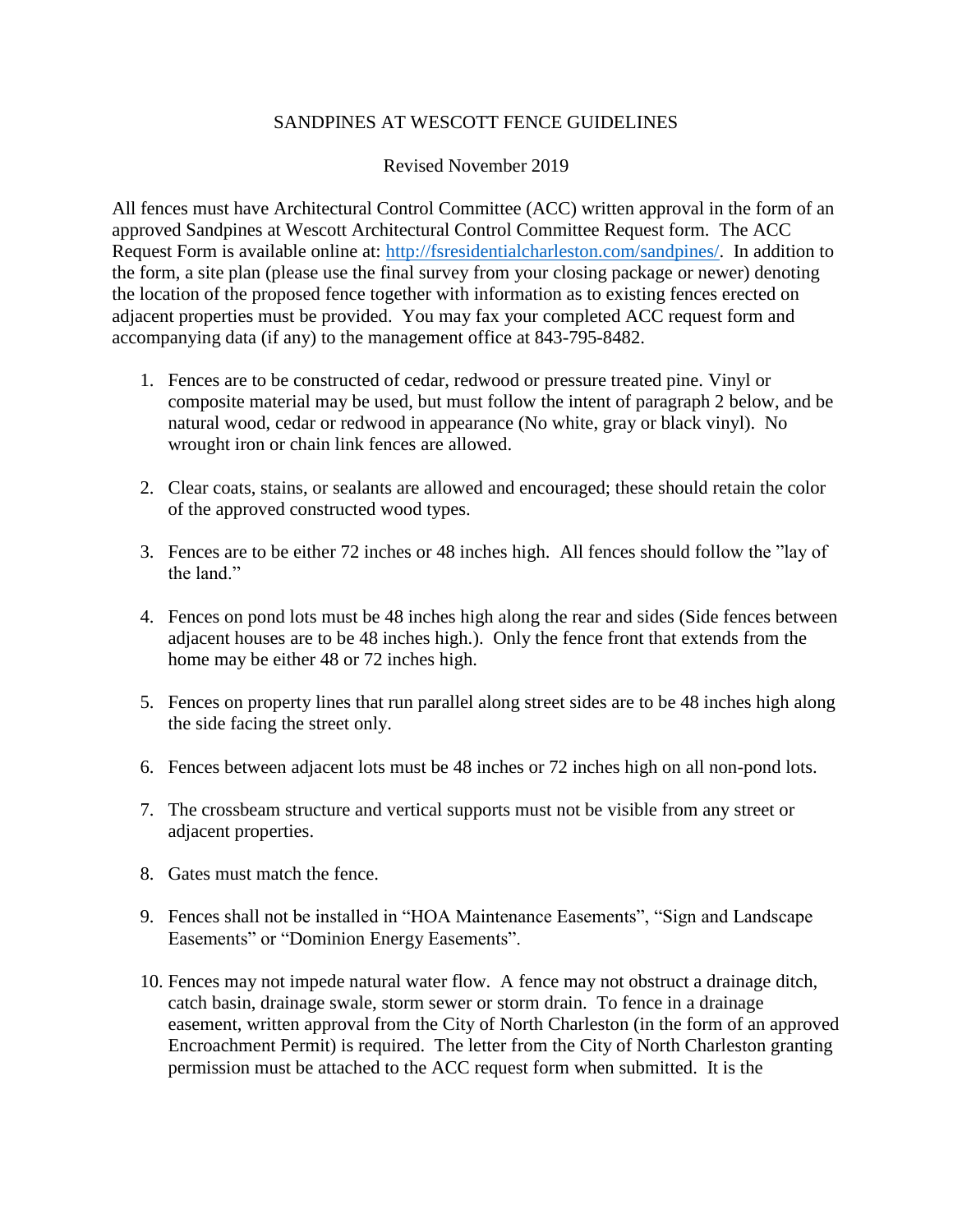# SANDPINES AT WESCOTT FENCE GUIDELINES

Revised November 2019

All fences must have Architectural Control Committee (ACC) written approval in the form of an approved Sandpines at Wescott Architectural Control Committee Request form. The ACC Request Form is available online at: [http://fsresidentialcharleston.com/sandpines/](http://fsresidentialcharleston.com/sandpines/). In addition to the form, a site plan (please use the final survey from your closing package or newer) denoting the location of the proposed fence together with information as to existing fences erected on adjacent properties must be provided. You may fax your completed ACC request form and accompanying data (if any) to the management office at 843-795-8482.

1. Fences are to be constructed of cedar, redwood or pressure treated pine. Vinyl or composite material may be used, but must follow the intent of paragraph 2 below, and be natural wood, cedar or redwood in appearance (No white, gray or black vinyl). No wrought iron or chain link fences are allowed.

2. Clear coats, stains, or sealants are allowed and encouraged; these should retain the color of the approved constructed wood types.

3. Fences are to be either 72 inches or 48 inches high. All fences should follow the "lay of the land."

4. Fences on pond lots must be 48 inches high along the rear and sides (Side fences between adjacent houses are to be 48 inches high.). Only the fence front that extends from the home may be either 48 or 72 inches high.

5. Fences on property lines that run parallel along street sides are to be 48 inches high along the side facing the street only.

6. Fences between adjacent lots must be 48 inches or 72 inches high on all non-pond lots.

7. The crossbeam structure and vertical supports must not be visible from any street or adjacent properties.

8. Gates must match the fence.

9. Fences shall not be installed in "HOA Maintenance Easements", "Sign and Landscape Easements" or "Dominion Energy Easements".

10. Fences may not impede natural water flow. A fence may not obstruct a drainage ditch, catch basin, drainage swale, storm sewer or storm drain. To fence in a drainage easement, written approval from the City of North Charleston (in the form of an approved Encroachment Permit) is required. The letter from the City of North Charleston granting permission must be attached to the ACC request form when submitted. It is the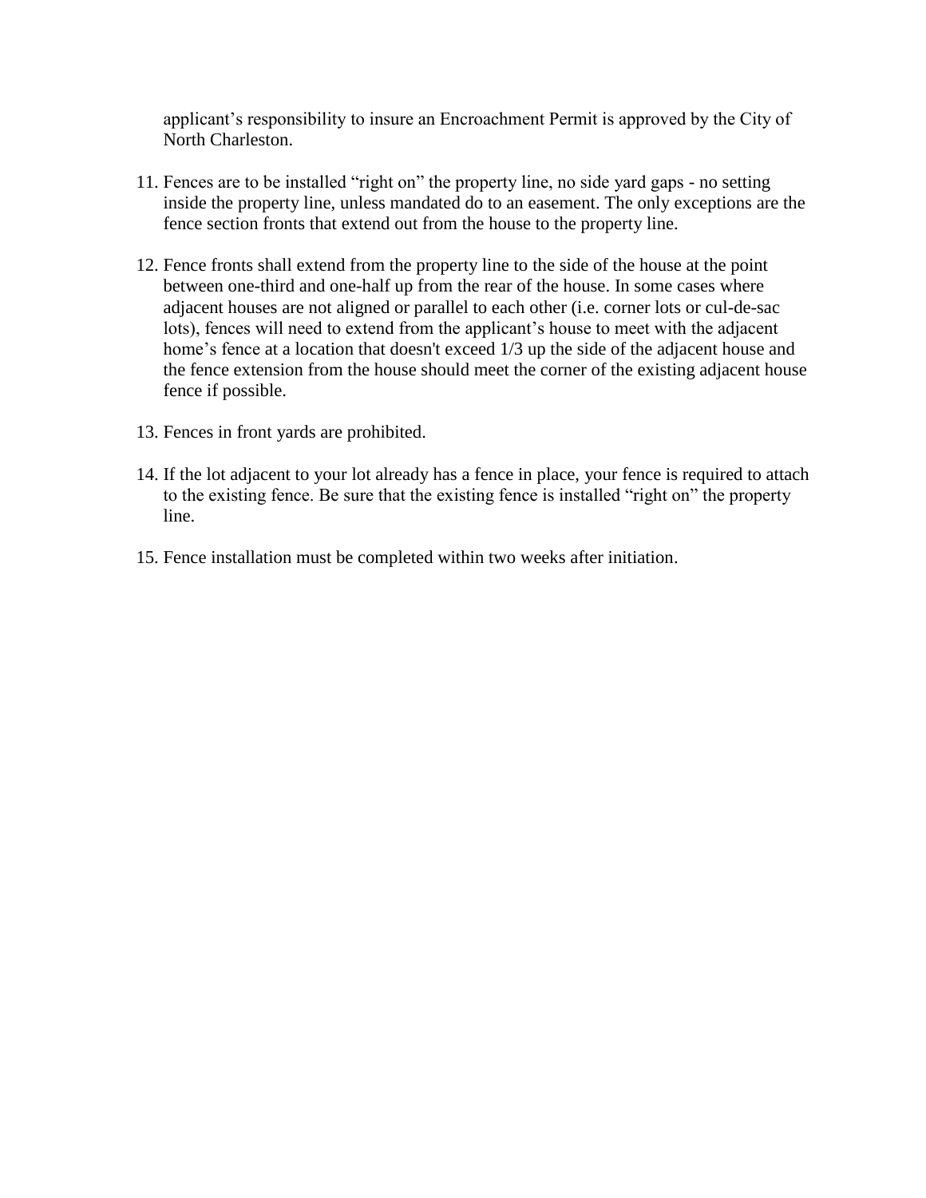applicant's responsibility to insure an Encroachment Permit is approved by the City of North Charleston.

11. Fences are to be installed "right on" the property line, no side yard gaps - no setting inside the property line, unless mandated do to an easement. The only exceptions are the fence section fronts that extend out from the house to the property line.

12. Fence fronts shall extend from the property line to the side of the house at the point between one-third and one-half up from the rear of the house. In some cases where adjacent houses are not aligned or parallel to each other (i.e. corner lots or cul-de-sac lots), fences will need to extend from the applicant's house to meet with the adjacent home's fence at a location that doesn't exceed 1/3 up the side of the adjacent house and the fence extension from the house should meet the corner of the existing adjacent house fence if possible.

13. Fences in front yards are prohibited.

14. If the lot adjacent to your lot already has a fence in place, your fence is required to attach to the existing fence. Be sure that the existing fence is installed "right on" the property line.

15. Fence installation must be completed within two weeks after initiation.